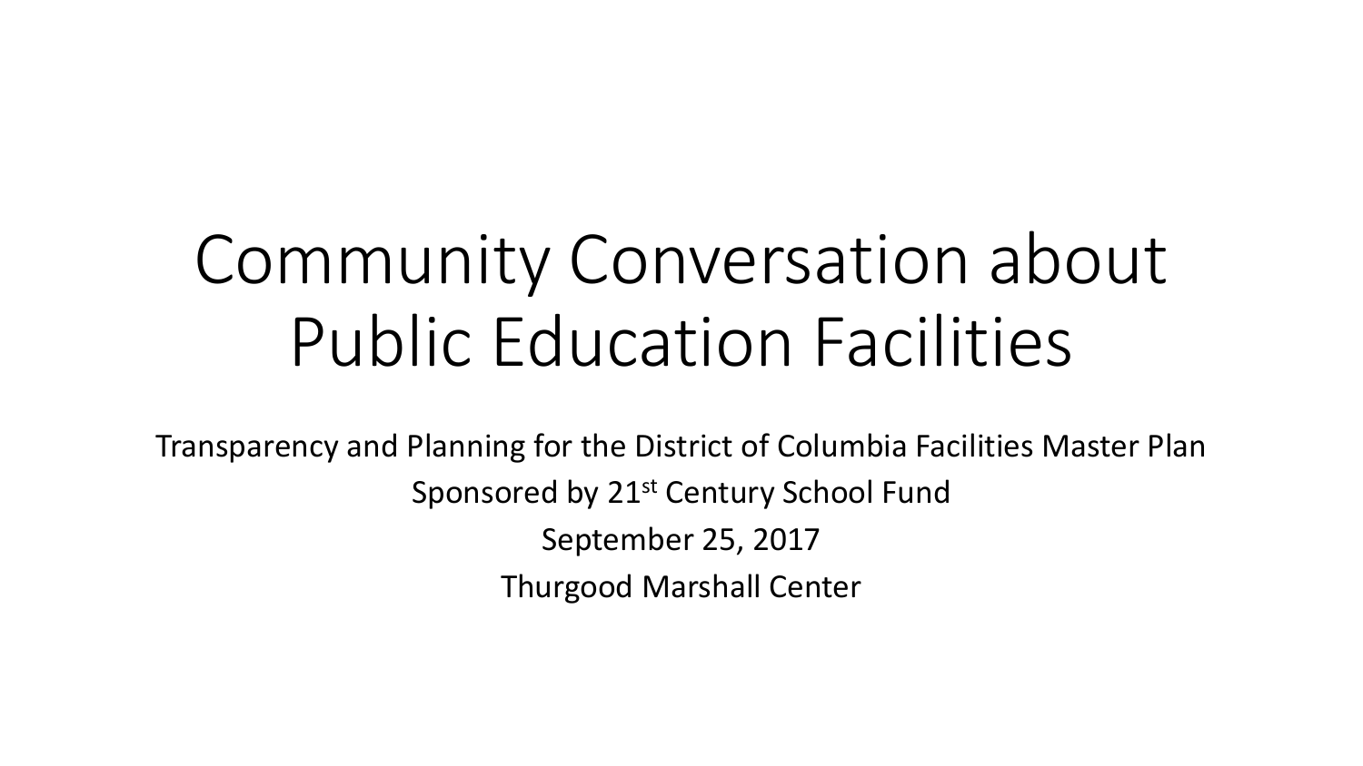# Community Conversation about Public Education Facilities

Transparency and Planning for the District of Columbia Facilities Master Plan

Sponsored by 21st Century School Fund

September 25, 2017

Thurgood Marshall Center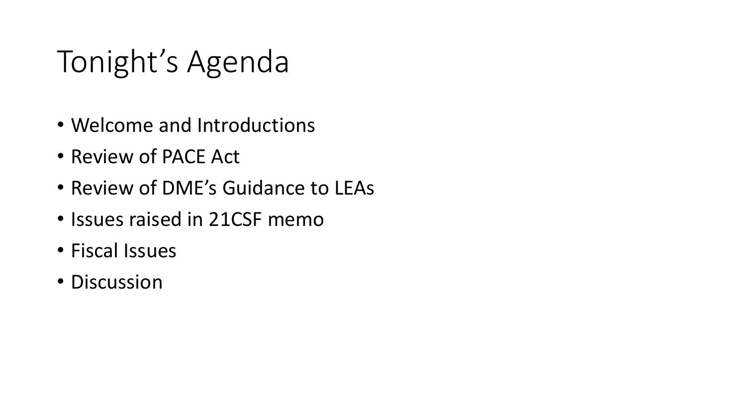# Tonight's Agenda

- Welcome and Introductions
- Review of PACE Act
- Review of DME's Guidance to LEAs
- Issues raised in 21CSF memo
- Fiscal Issues
- Discussion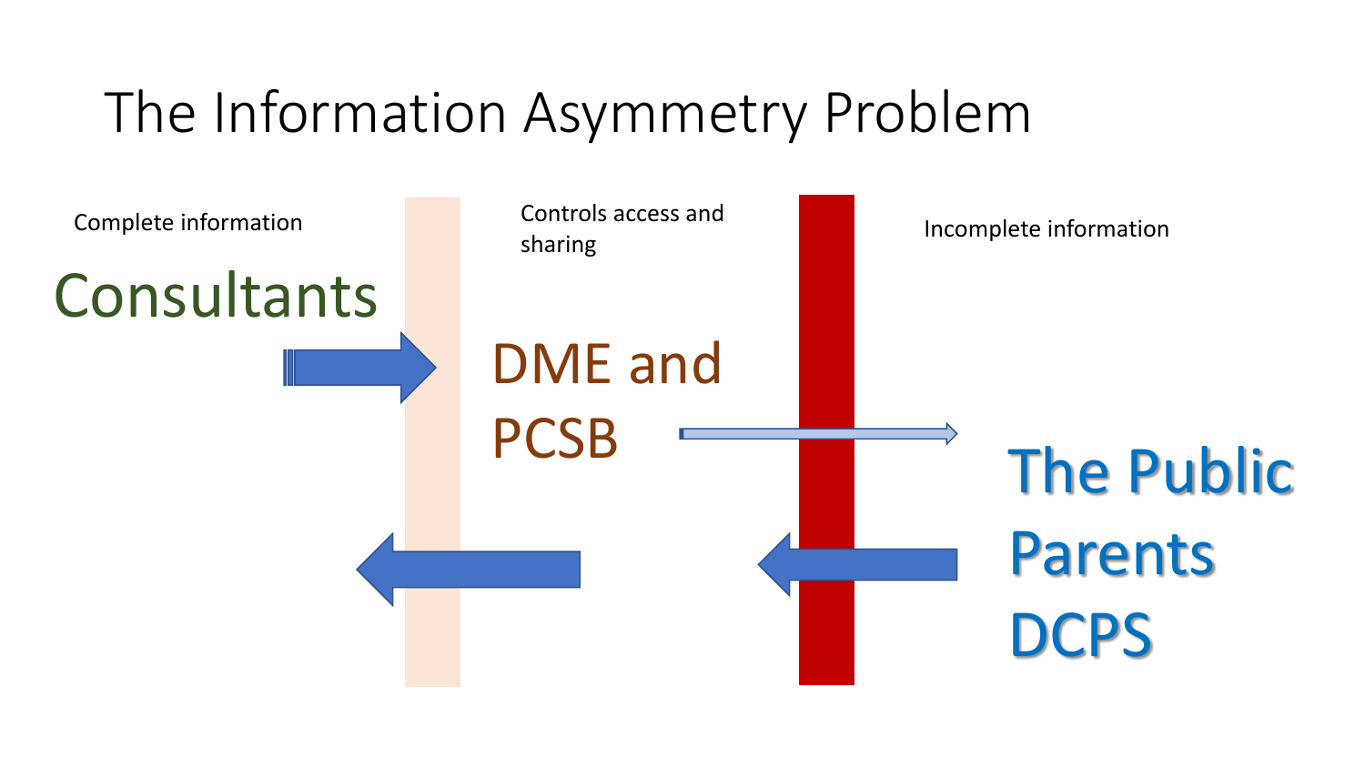# The Information Asymmetry Problem

Complete information

Consultants

Controls access and sharing

DME and PCSB

Incomplete information

The Public

Parents

DCPS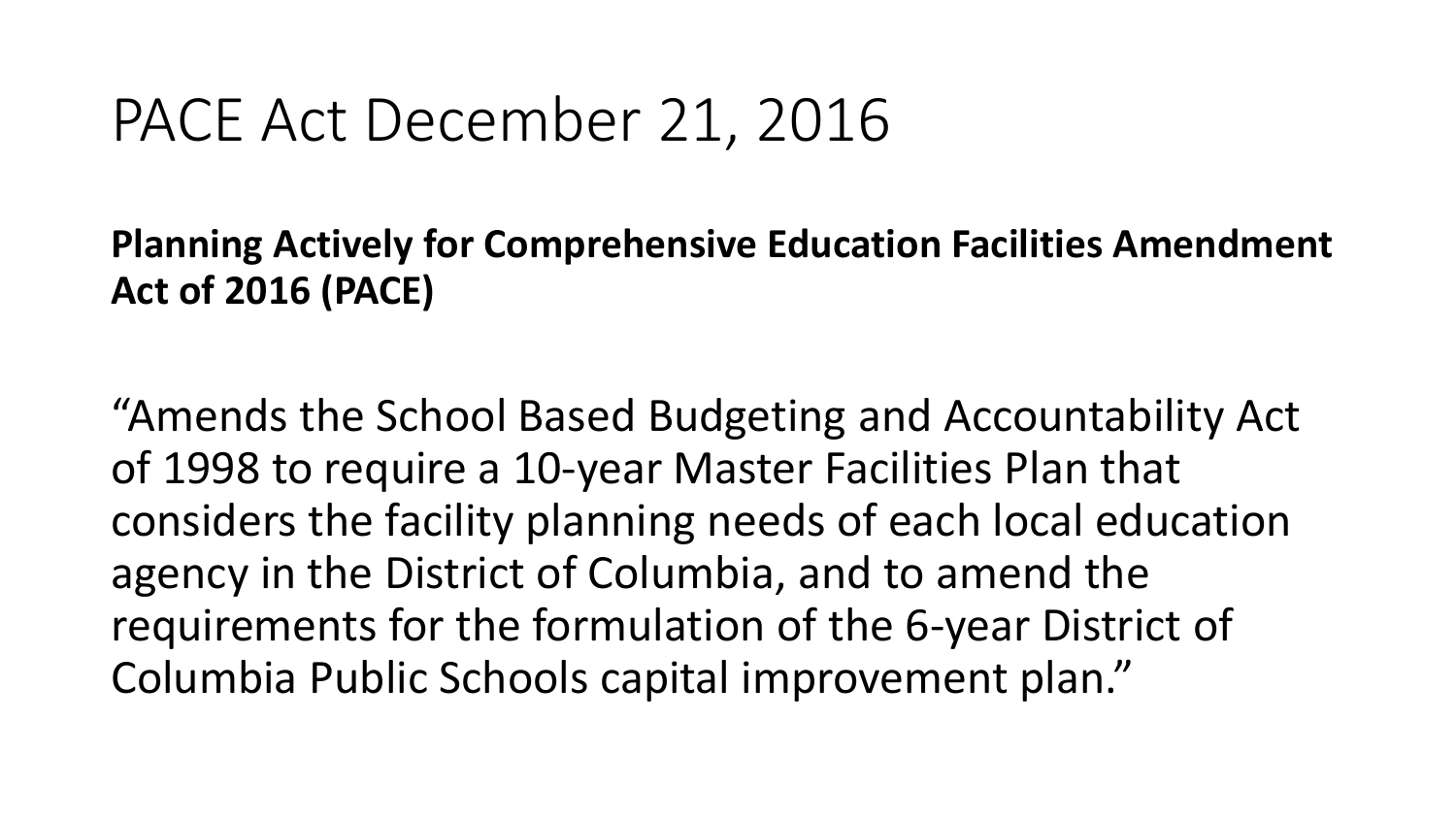# PACE Act December 21, 2016

**Planning Actively for Comprehensive Education Facilities Amendment Act of 2016 (PACE)**

"Amends the School Based Budgeting and Accountability Act of 1998 to require a 10-year Master Facilities Plan that considers the facility planning needs of each local education agency in the District of Columbia, and to amend the requirements for the formulation of the 6-year District of Columbia Public Schools capital improvement plan."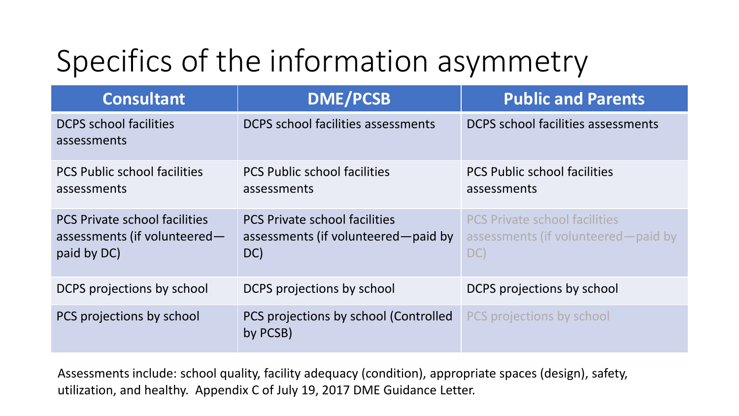# Specifics of the information asymmetry

| Consultant | DME/PCSB | Public and Parents |
|---|---|---|
| DCPS school facilities assessments | DCPS school facilities assessments | DCPS school facilities assessments |
| PCS Public school facilities assessments | PCS Public school facilities assessments | PCS Public school facilities assessments |
| PCS Private school facilities assessments (if volunteered—paid by DC) | PCS Private school facilities assessments (if volunteered—paid by DC) | PCS Private school facilities assessments (if volunteered—paid by DC) |
| DCPS projections by school | DCPS projections by school | DCPS projections by school |
| PCS projections by school | PCS projections by school (Controlled by PCSB) | PCS projections by school |

Assessments include: school quality, facility adequacy (condition), appropriate spaces (design), safety, utilization, and healthy. Appendix C of July 19, 2017 DME Guidance Letter.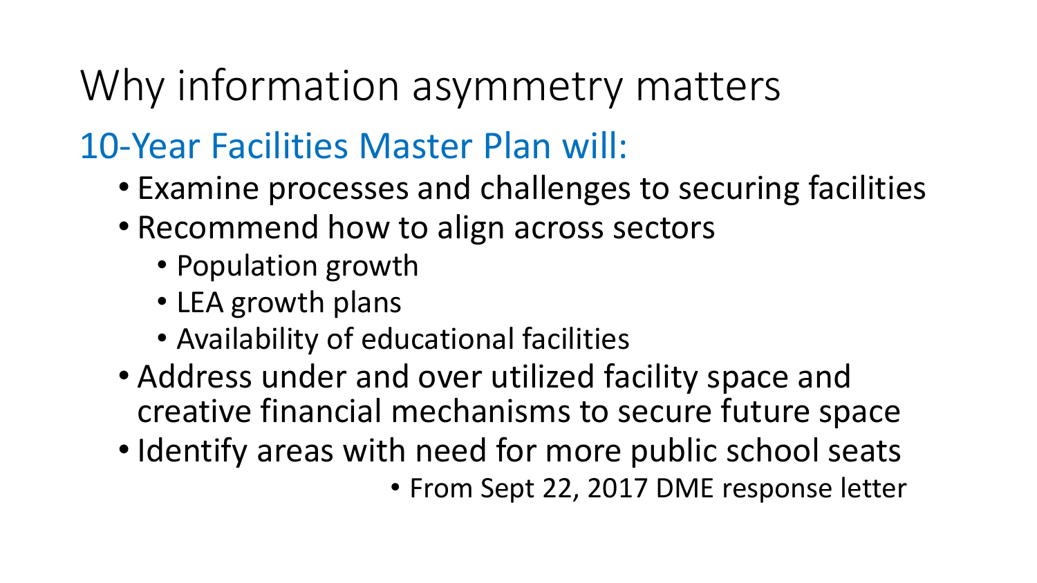# Why information asymmetry matters

## 10-Year Facilities Master Plan will:

- Examine processes and challenges to securing facilities
- Recommend how to align across sectors
  - Population growth
  - LEA growth plans
  - Availability of educational facilities
- Address under and over utilized facility space and creative financial mechanisms to secure future space
- Identify areas with need for more public school seats
  - From Sept 22, 2017 DME response letter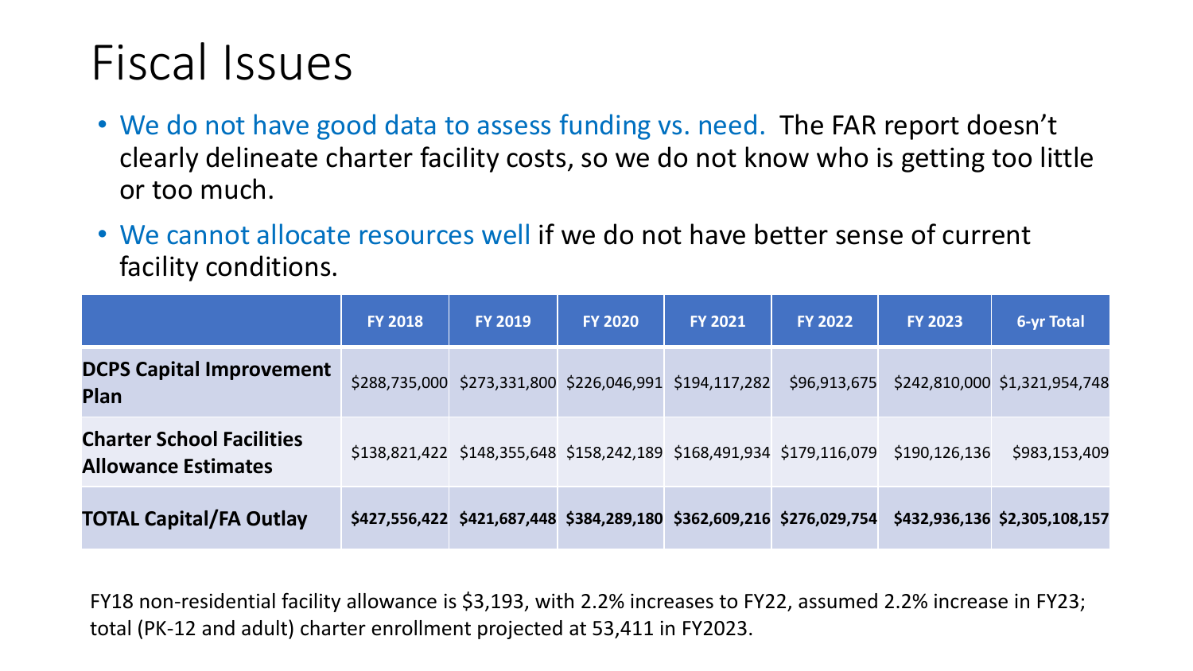# Fiscal Issues

- We do not have good data to assess funding vs. need. The FAR report doesn't clearly delineate charter facility costs, so we do not know who is getting too little or too much.
- We cannot allocate resources well if we do not have better sense of current facility conditions.

| | FY 2018 | FY 2019 | FY 2020 | FY 2021 | FY 2022 | FY 2023 | 6-yr Total |
|---|---|---|---|---|---|---|---|
| **DCPS Capital Improvement Plan** | $288,735,000 | $273,331,800 | $226,046,991 | $194,117,282 | $96,913,675 | $242,810,000 | $1,321,954,748 |
| **Charter School Facilities Allowance Estimates** | $138,821,422 | $148,355,648 | $158,242,189 | $168,491,934 | $179,116,079 | $190,126,136 | $983,153,409 |
| **TOTAL Capital/FA Outlay** | **$427,556,422** | **$421,687,448** | **$384,289,180** | **$362,609,216** | **$276,029,754** | **$432,936,136** | **$2,305,108,157** |

FY18 non-residential facility allowance is $3,193, with 2.2% increases to FY22, assumed 2.2% increase in FY23; total (PK-12 and adult) charter enrollment projected at 53,411 in FY2023.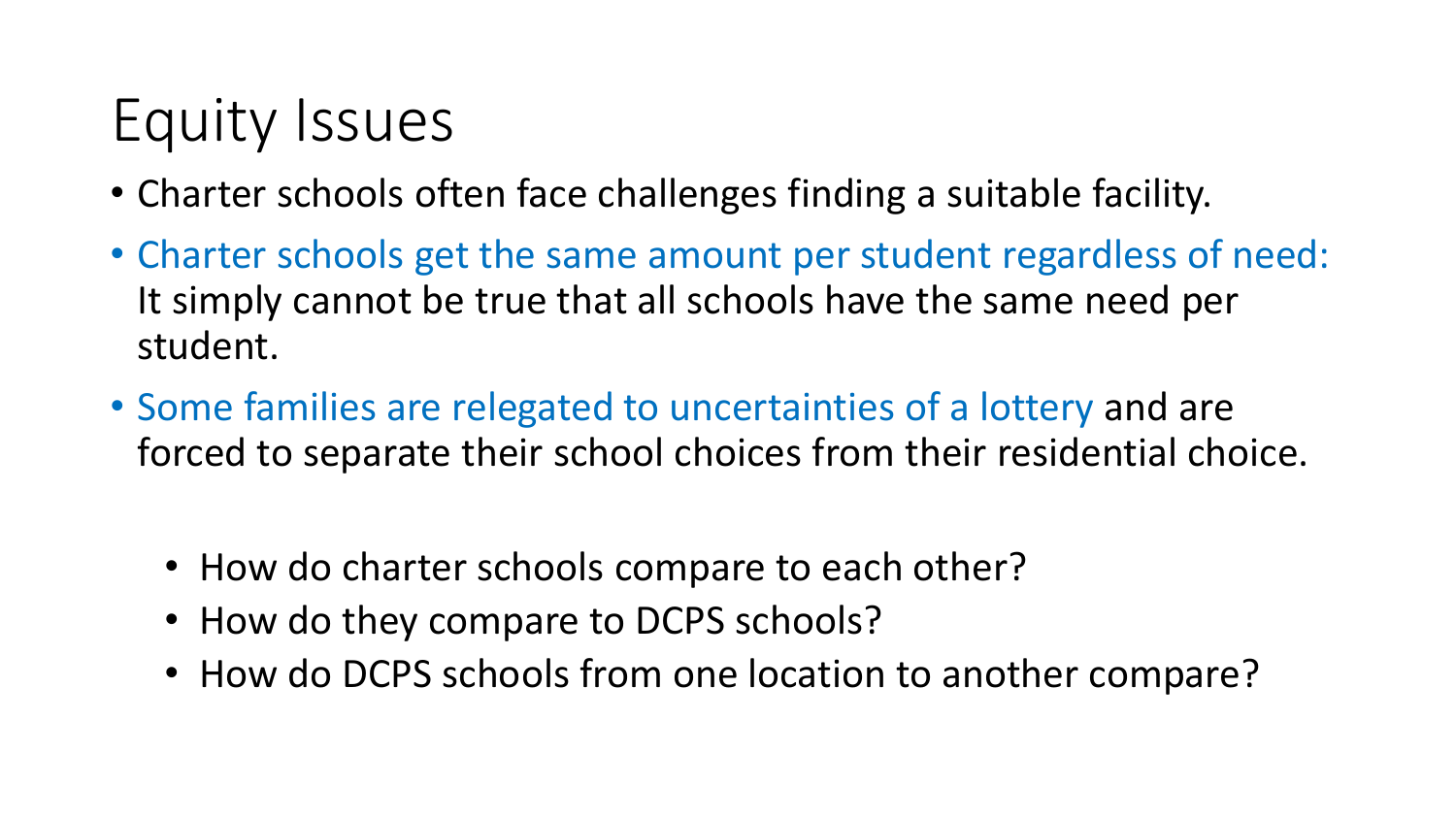# Equity Issues

- Charter schools often face challenges finding a suitable facility.
- Charter schools get the same amount per student regardless of need: It simply cannot be true that all schools have the same need per student.
- Some families are relegated to uncertainties of a lottery and are forced to separate their school choices from their residential choice.
  - How do charter schools compare to each other?
  - How do they compare to DCPS schools?
  - How do DCPS schools from one location to another compare?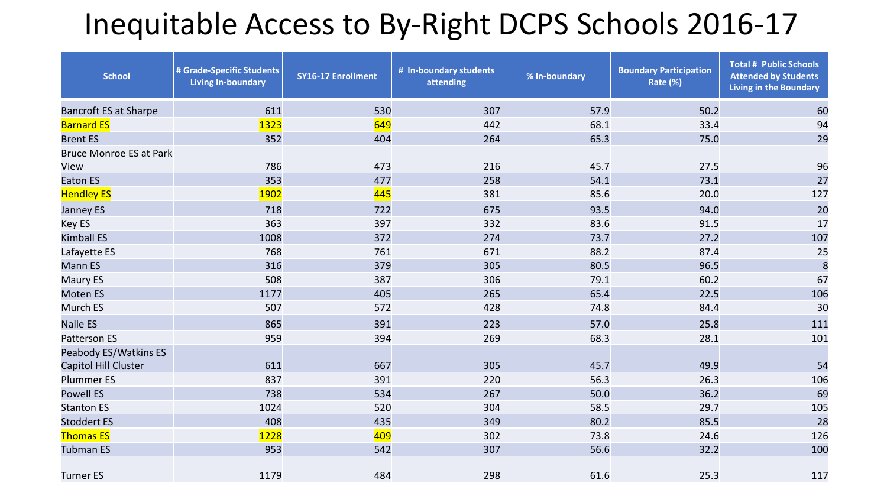# Inequitable Access to By-Right DCPS Schools 2016-17

| School | # Grade-Specific Students Living In-boundary | SY16-17 Enrollment | # In-boundary students attending | % In-boundary | Boundary Participation Rate (%) | Total # Public Schools Attended by Students Living in the Boundary |
|---|---|---|---|---|---|---|
| Bancroft ES at Sharpe | 611 | 530 | 307 | 57.9 | 50.2 | 60 |
| Barnard ES | 1323 | 649 | 442 | 68.1 | 33.4 | 94 |
| Brent ES | 352 | 404 | 264 | 65.3 | 75.0 | 29 |
| Bruce Monroe ES at Park View | 786 | 473 | 216 | 45.7 | 27.5 | 96 |
| Eaton ES | 353 | 477 | 258 | 54.1 | 73.1 | 27 |
| Hendley ES | 1902 | 445 | 381 | 85.6 | 20.0 | 127 |
| Janney ES | 718 | 722 | 675 | 93.5 | 94.0 | 20 |
| Key ES | 363 | 397 | 332 | 83.6 | 91.5 | 17 |
| Kimball ES | 1008 | 372 | 274 | 73.7 | 27.2 | 107 |
| Lafayette ES | 768 | 761 | 671 | 88.2 | 87.4 | 25 |
| Mann ES | 316 | 379 | 305 | 80.5 | 96.5 | 8 |
| Maury ES | 508 | 387 | 306 | 79.1 | 60.2 | 67 |
| Moten ES | 1177 | 405 | 265 | 65.4 | 22.5 | 106 |
| Murch ES | 507 | 572 | 428 | 74.8 | 84.4 | 30 |
| Nalle ES | 865 | 391 | 223 | 57.0 | 25.8 | 111 |
| Patterson ES | 959 | 394 | 269 | 68.3 | 28.1 | 101 |
| Peabody ES/Watkins ES Capitol Hill Cluster | 611 | 667 | 305 | 45.7 | 49.9 | 54 |
| Plummer ES | 837 | 391 | 220 | 56.3 | 26.3 | 106 |
| Powell ES | 738 | 534 | 267 | 50.0 | 36.2 | 69 |
| Stanton ES | 1024 | 520 | 304 | 58.5 | 29.7 | 105 |
| Stoddert ES | 408 | 435 | 349 | 80.2 | 85.5 | 28 |
| Thomas ES | 1228 | 409 | 302 | 73.8 | 24.6 | 126 |
| Tubman ES | 953 | 542 | 307 | 56.6 | 32.2 | 100 |
| Turner ES | 1179 | 484 | 298 | 61.6 | 25.3 | 117 |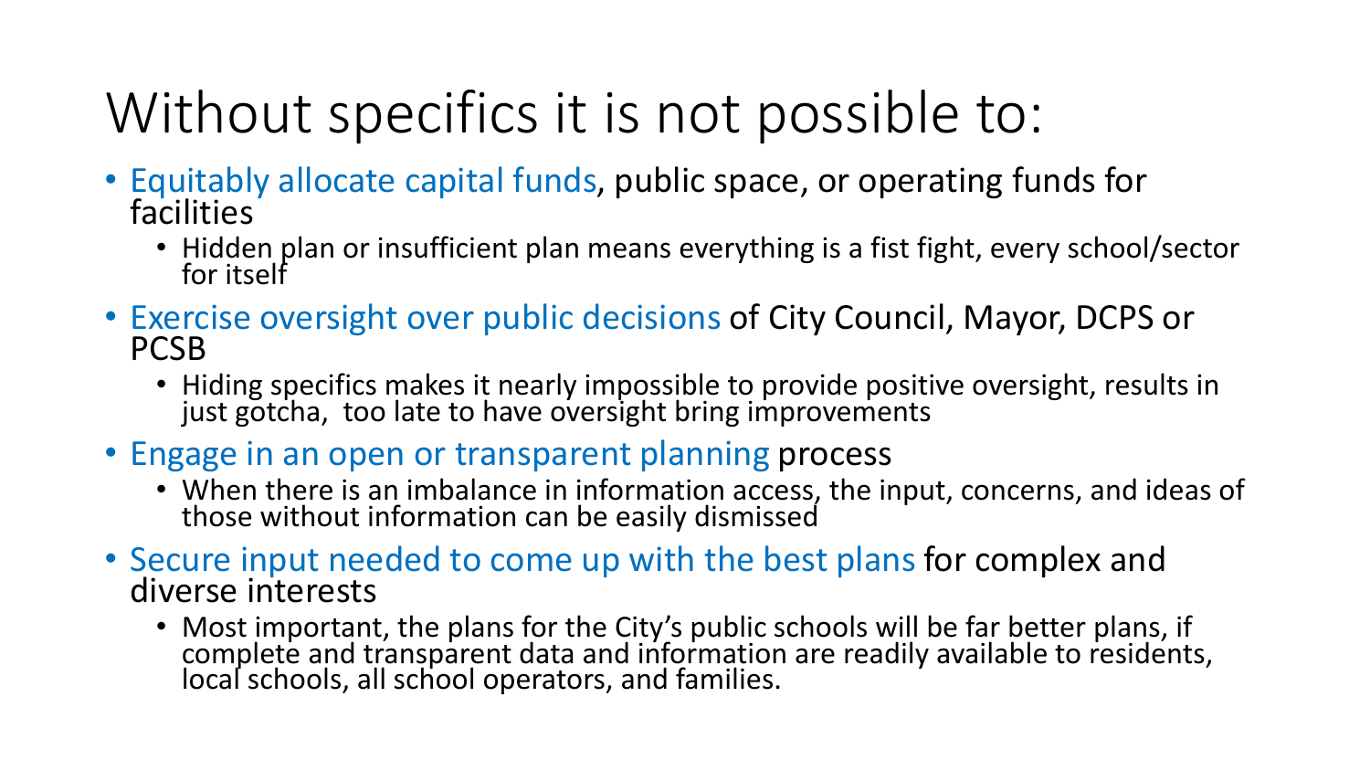# Without specifics it is not possible to:

- Equitably allocate capital funds, public space, or operating funds for facilities
  - Hidden plan or insufficient plan means everything is a fist fight, every school/sector for itself
- Exercise oversight over public decisions of City Council, Mayor, DCPS or PCSB
  - Hiding specifics makes it nearly impossible to provide positive oversight, results in just gotcha, too late to have oversight bring improvements
- Engage in an open or transparent planning process
  - When there is an imbalance in information access, the input, concerns, and ideas of those without information can be easily dismissed
- Secure input needed to come up with the best plans for complex and diverse interests
  - Most important, the plans for the City's public schools will be far better plans, if complete and transparent data and information are readily available to residents, local schools, all school operators, and families.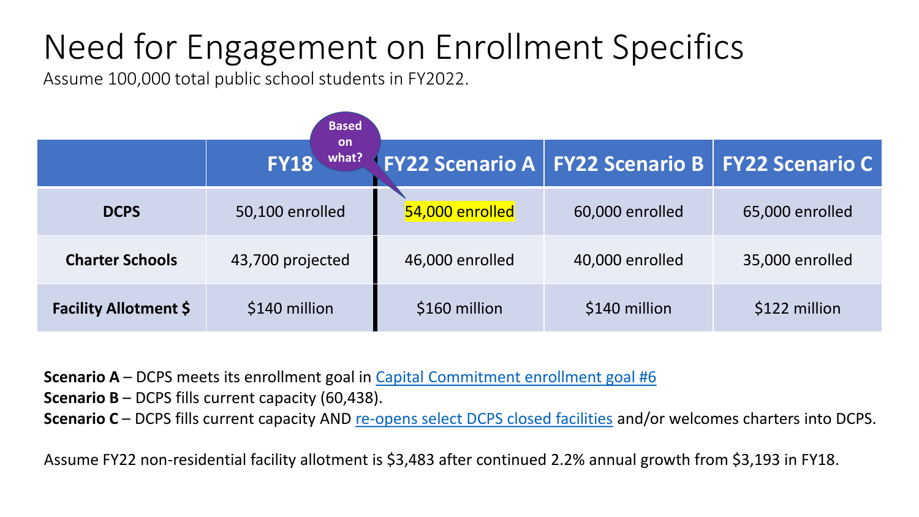# Need for Engagement on Enrollment Specifics

Assume 100,000 total public school students in FY2022.

Based on what?

| | FY18 | FY22 Scenario A | FY22 Scenario B | FY22 Scenario C |
|---|---|---|---|---|
| **DCPS** | 50,100 enrolled | 54,000 enrolled | 60,000 enrolled | 65,000 enrolled |
| **Charter Schools** | 43,700 projected | 46,000 enrolled | 40,000 enrolled | 35,000 enrolled |
| **Facility Allotment $** | $140 million | $160 million | $140 million | $122 million |

**Scenario A** – DCPS meets its enrollment goal in Capital Commitment enrollment goal #6

**Scenario B** – DCPS fills current capacity (60,438).

**Scenario C** – DCPS fills current capacity AND re-opens select DCPS closed facilities and/or welcomes charters into DCPS.

Assume FY22 non-residential facility allotment is $3,483 after continued 2.2% annual growth from $3,193 in FY18.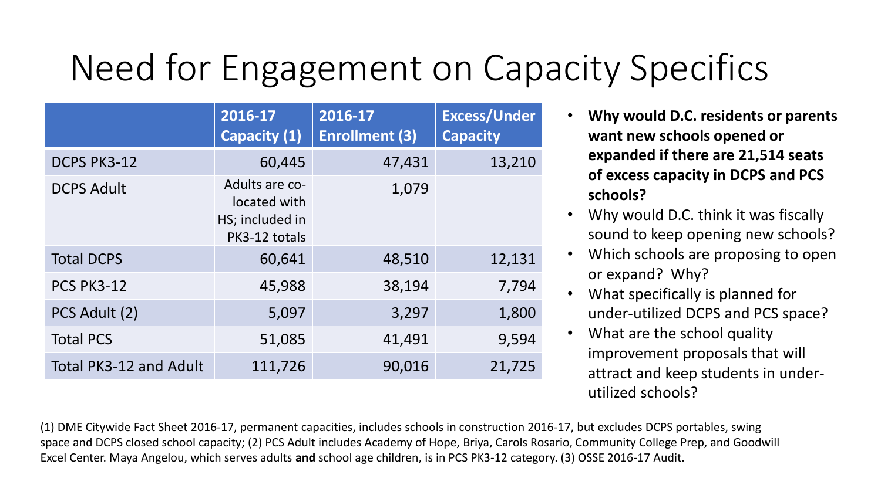# Need for Engagement on Capacity Specifics

| | 2016-17 Capacity (1) | 2016-17 Enrollment (3) | Excess/Under Capacity |
|---|---|---|---|
| DCPS PK3-12 | 60,445 | 47,431 | 13,210 |
| DCPS Adult | Adults are co-located with HS; included in PK3-12 totals | 1,079 | |
| Total DCPS | 60,641 | 48,510 | 12,131 |
| PCS PK3-12 | 45,988 | 38,194 | 7,794 |
| PCS Adult (2) | 5,097 | 3,297 | 1,800 |
| Total PCS | 51,085 | 41,491 | 9,594 |
| Total PK3-12 and Adult | 111,726 | 90,016 | 21,725 |

- **Why would D.C. residents or parents want new schools opened or expanded if there are 21,514 seats of excess capacity in DCPS and PCS schools?**
- Why would D.C. think it was fiscally sound to keep opening new schools?
- Which schools are proposing to open or expand? Why?
- What specifically is planned for under-utilized DCPS and PCS space?
- What are the school quality improvement proposals that will attract and keep students in under-utilized schools?

(1) DME Citywide Fact Sheet 2016-17, permanent capacities, includes schools in construction 2016-17, but excludes DCPS portables, swing space and DCPS closed school capacity; (2) PCS Adult includes Academy of Hope, Briya, Carols Rosario, Community College Prep, and Goodwill Excel Center. Maya Angelou, which serves adults **and** school age children, is in PCS PK3-12 category. (3) OSSE 2016-17 Audit.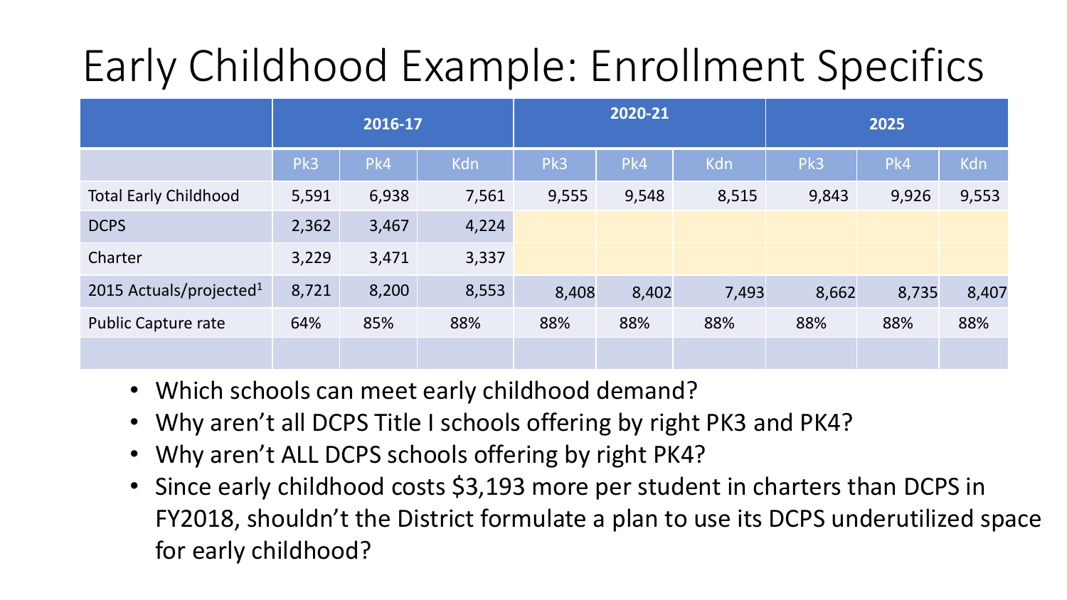# Early Childhood Example: Enrollment Specifics

| | 2016-17 | | | 2020-21 | | | 2025 | | |
|---|---|---|---|---|---|---|---|---|---|
| | Pk3 | Pk4 | Kdn | Pk3 | Pk4 | Kdn | Pk3 | Pk4 | Kdn |
| Total Early Childhood | 5,591 | 6,938 | 7,561 | 9,555 | 9,548 | 8,515 | 9,843 | 9,926 | 9,553 |
| DCPS | 2,362 | 3,467 | 4,224 | | | | | | |
| Charter | 3,229 | 3,471 | 3,337 | | | | | | |
| 2015 Actuals/projected[1] | 8,721 | 8,200 | 8,553 | 8,408 | 8,402 | 7,493 | 8,662 | 8,735 | 8,407 |
| Public Capture rate | 64% | 85% | 88% | 88% | 88% | 88% | 88% | 88% | 88% |
| | | | | | | | | | |

- Which schools can meet early childhood demand?
- Why aren't all DCPS Title I schools offering by right PK3 and PK4?
- Why aren't ALL DCPS schools offering by right PK4?
- Since early childhood costs $3,193 more per student in charters than DCPS in FY2018, shouldn't the District formulate a plan to use its DCPS underutilized space for early childhood?